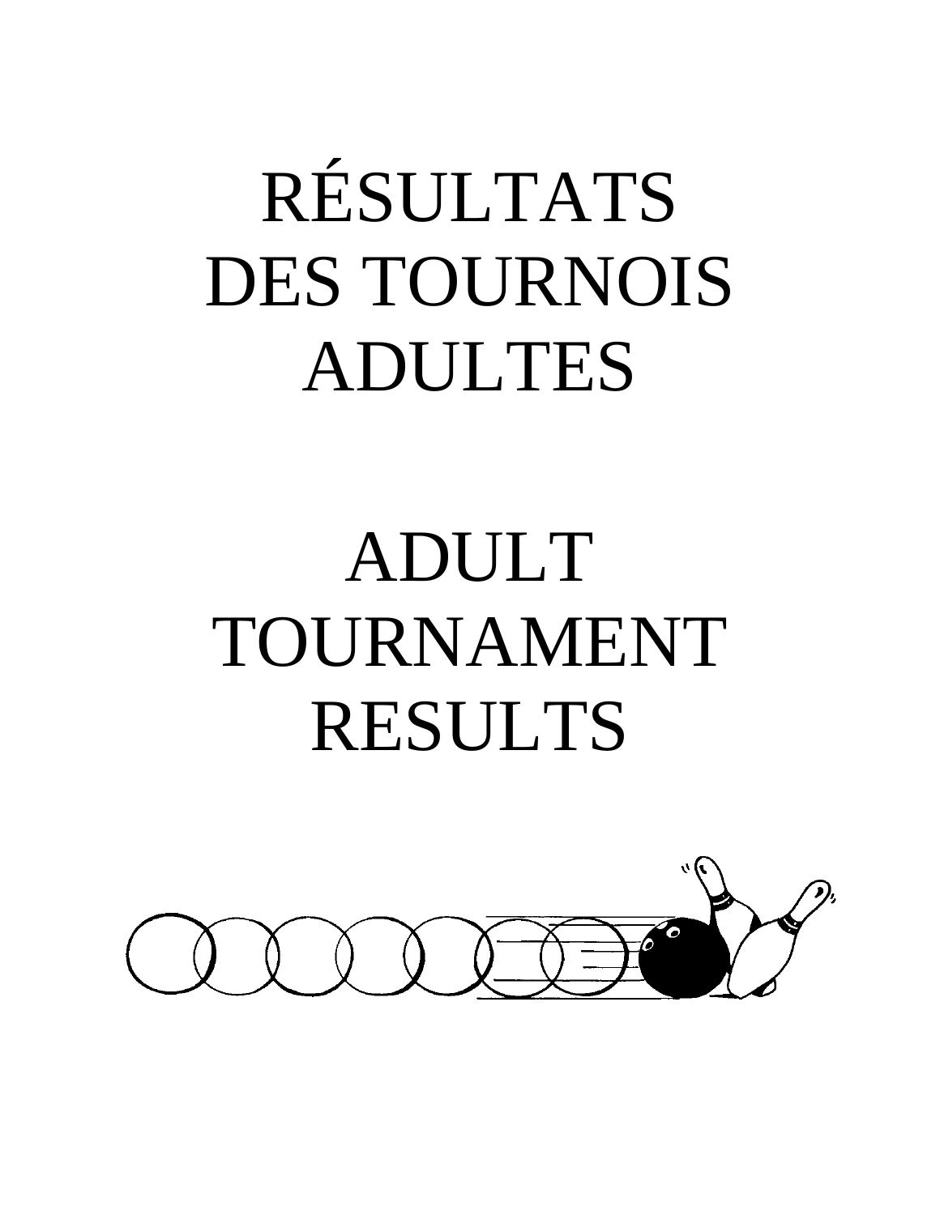# RÉSULTATS DES TOURNOIS ADULTES

# ADULT TOURNAMENT RESULTS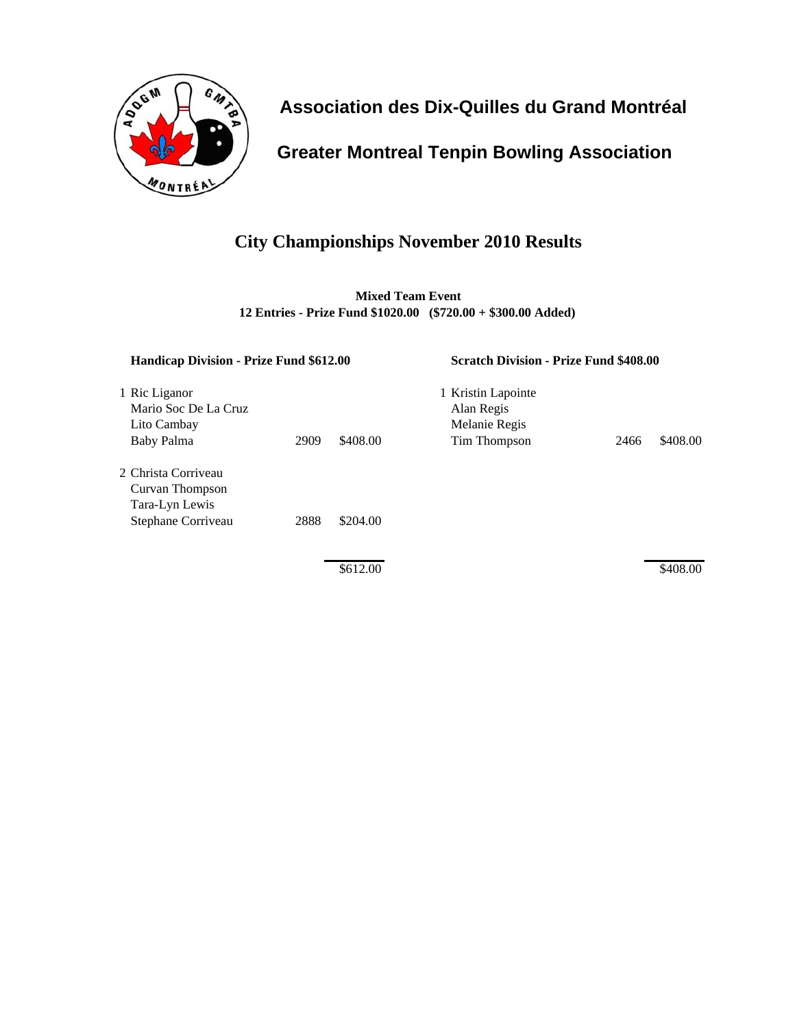# Association des Dix-Quilles du Grand Montréal

# Greater Montreal Tenpin Bowling Association

## City Championships November 2010 Results

**Mixed Team Event**
**12 Entries - Prize Fund $1020.00 ($720.00 + $300.00 Added)**

### Handicap Division - Prize Fund $612.00

| Place | Team | Score | Prize |
|---|---|---|---|
| 1 | Ric Liganor<br>Mario Soc De La Cruz<br>Lito Cambay<br>Baby Palma | 2909 | $408.00 |
| 2 | Christa Corriveau<br>Curvan Thompson<br>Tara-Lyn Lewis<br>Stephane Corriveau | 2888 | $204.00 |
| | | | $612.00 |

### Scratch Division - Prize Fund $408.00

| Place | Team | Score | Prize |
|---|---|---|---|
| 1 | Kristin Lapointe<br>Alan Regis<br>Melanie Regis<br>Tim Thompson | 2466 | $408.00 |
| | | | $408.00 |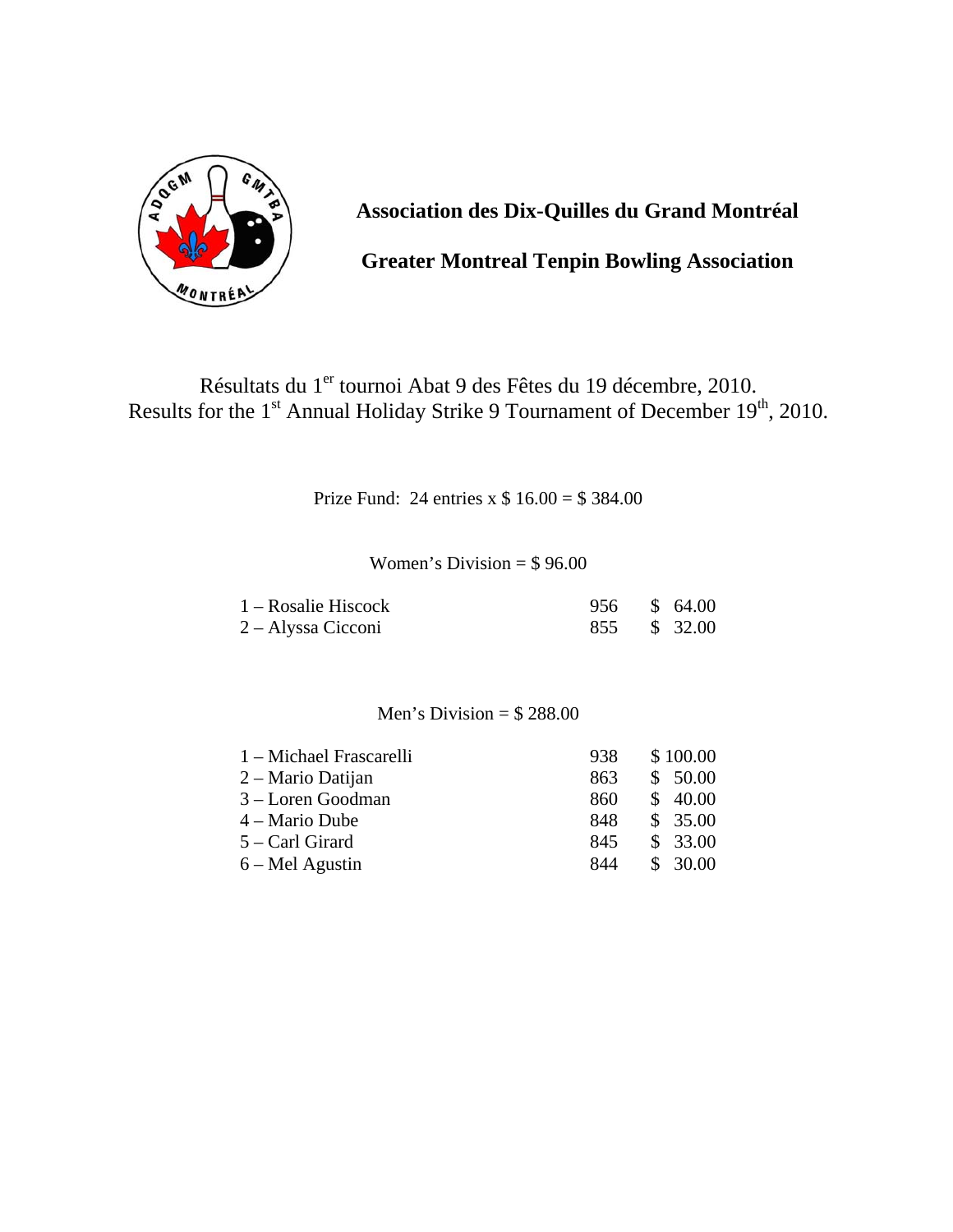**Association des Dix-Quilles du Grand Montréal**

**Greater Montreal Tenpin Bowling Association**

Résultats du 1er tournoi Abat 9 des Fêtes du 19 décembre, 2010.
Results for the 1st Annual Holiday Strike 9 Tournament of December 19th, 2010.

Prize Fund: 24 entries x $ 16.00 = $ 384.00

Women's Division = $ 96.00

| | | |
|---|---|---|
| 1 – Rosalie Hiscock | 956 | $ 64.00 |
| 2 – Alyssa Cicconi | 855 | $ 32.00 |

Men's Division = $ 288.00

| | | |
|---|---|---|
| 1 – Michael Frascarelli | 938 | $ 100.00 |
| 2 – Mario Datijan | 863 | $ 50.00 |
| 3 – Loren Goodman | 860 | $ 40.00 |
| 4 – Mario Dube | 848 | $ 35.00 |
| 5 – Carl Girard | 845 | $ 33.00 |
| 6 – Mel Agustin | 844 | $ 30.00 |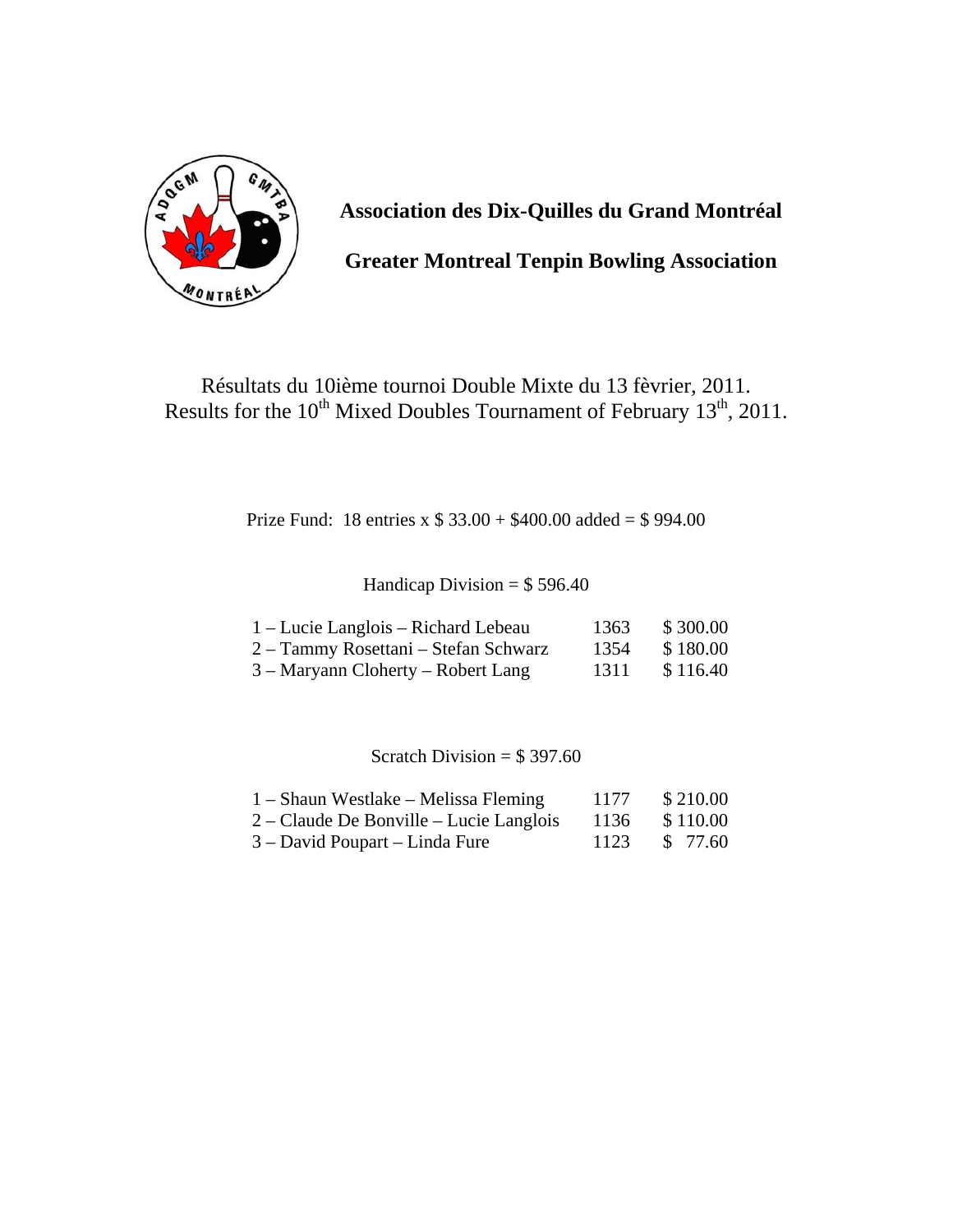**Association des Dix-Quilles du Grand Montréal**

**Greater Montreal Tenpin Bowling Association**

Résultats du 10ième tournoi Double Mixte du 13 fèvrier, 2011.
Results for the 10th Mixed Doubles Tournament of February 13th, 2011.

Prize Fund: 18 entries x $ 33.00 + $400.00 added = $ 994.00

Handicap Division = $ 596.40

| | | |
|---|---|---|
| 1 – Lucie Langlois – Richard Lebeau | 1363 | $ 300.00 |
| 2 – Tammy Rosettani – Stefan Schwarz | 1354 | $ 180.00 |
| 3 – Maryann Cloherty – Robert Lang | 1311 | $ 116.40 |

Scratch Division = $ 397.60

| | | |
|---|---|---|
| 1 – Shaun Westlake – Melissa Fleming | 1177 | $ 210.00 |
| 2 – Claude De Bonville – Lucie Langlois | 1136 | $ 110.00 |
| 3 – David Poupart – Linda Fure | 1123 | $ 77.60 |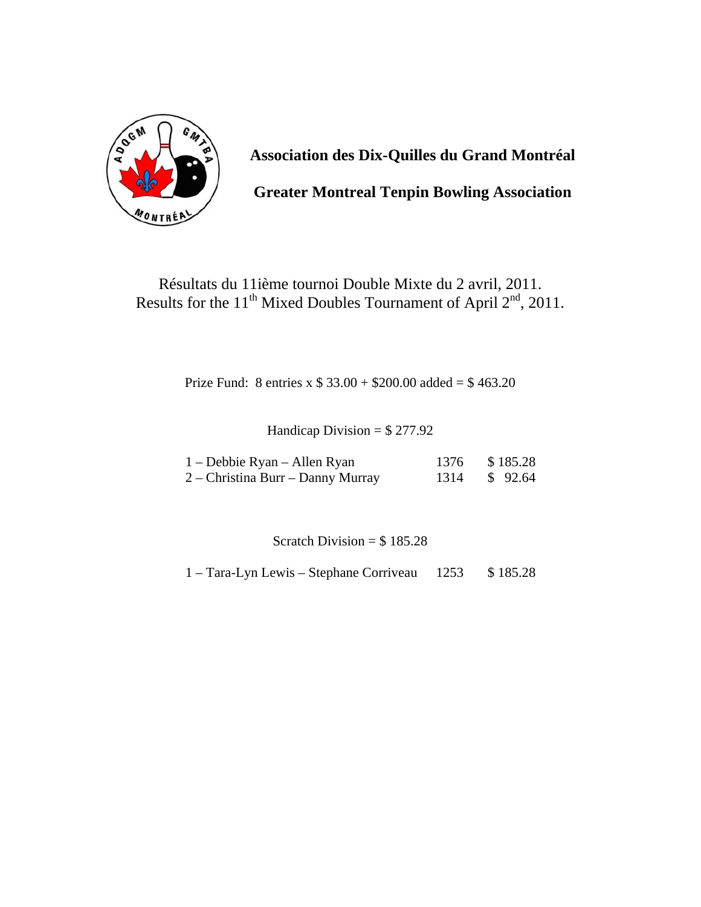**Association des Dix-Quilles du Grand Montréal**

**Greater Montreal Tenpin Bowling Association**

Résultats du 11ième tournoi Double Mixte du 2 avril, 2011.
Results for the 11th Mixed Doubles Tournament of April 2nd, 2011.

Prize Fund: 8 entries x $ 33.00 + $200.00 added = $ 463.20

Handicap Division = $ 277.92

| | | |
|---|---|---|
| 1 – Debbie Ryan – Allen Ryan | 1376 | $ 185.28 |
| 2 – Christina Burr – Danny Murray | 1314 | $ 92.64 |

Scratch Division = $ 185.28

| | | |
|---|---|---|
| 1 – Tara-Lyn Lewis – Stephane Corriveau | 1253 | $ 185.28 |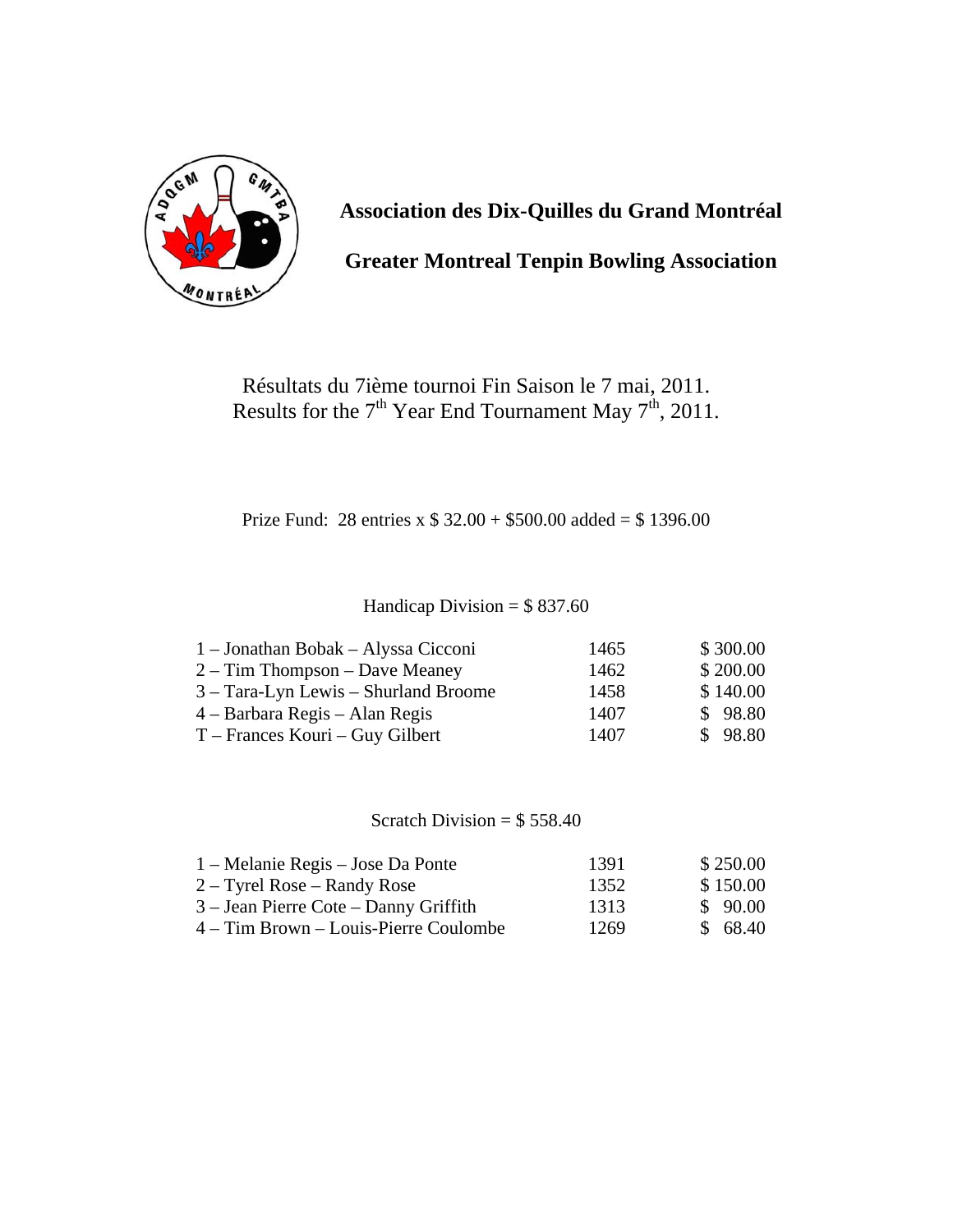**Association des Dix-Quilles du Grand Montréal**

**Greater Montreal Tenpin Bowling Association**

Résultats du 7ième tournoi Fin Saison le 7 mai, 2011.
Results for the 7th Year End Tournament May 7th, 2011.

Prize Fund: 28 entries x \$ 32.00 + \$500.00 added = \$ 1396.00

Handicap Division = \$ 837.60

| | | |
|---|---|---|
| 1 – Jonathan Bobak – Alyssa Cicconi | 1465 | \$ 300.00 |
| 2 – Tim Thompson – Dave Meaney | 1462 | \$ 200.00 |
| 3 – Tara-Lyn Lewis – Shurland Broome | 1458 | \$ 140.00 |
| 4 – Barbara Regis – Alan Regis | 1407 | \$ 98.80 |
| T – Frances Kouri – Guy Gilbert | 1407 | \$ 98.80 |

Scratch Division = \$ 558.40

| | | |
|---|---|---|
| 1 – Melanie Regis – Jose Da Ponte | 1391 | \$ 250.00 |
| 2 – Tyrel Rose – Randy Rose | 1352 | \$ 150.00 |
| 3 – Jean Pierre Cote – Danny Griffith | 1313 | \$ 90.00 |
| 4 – Tim Brown – Louis-Pierre Coulombe | 1269 | \$ 68.40 |